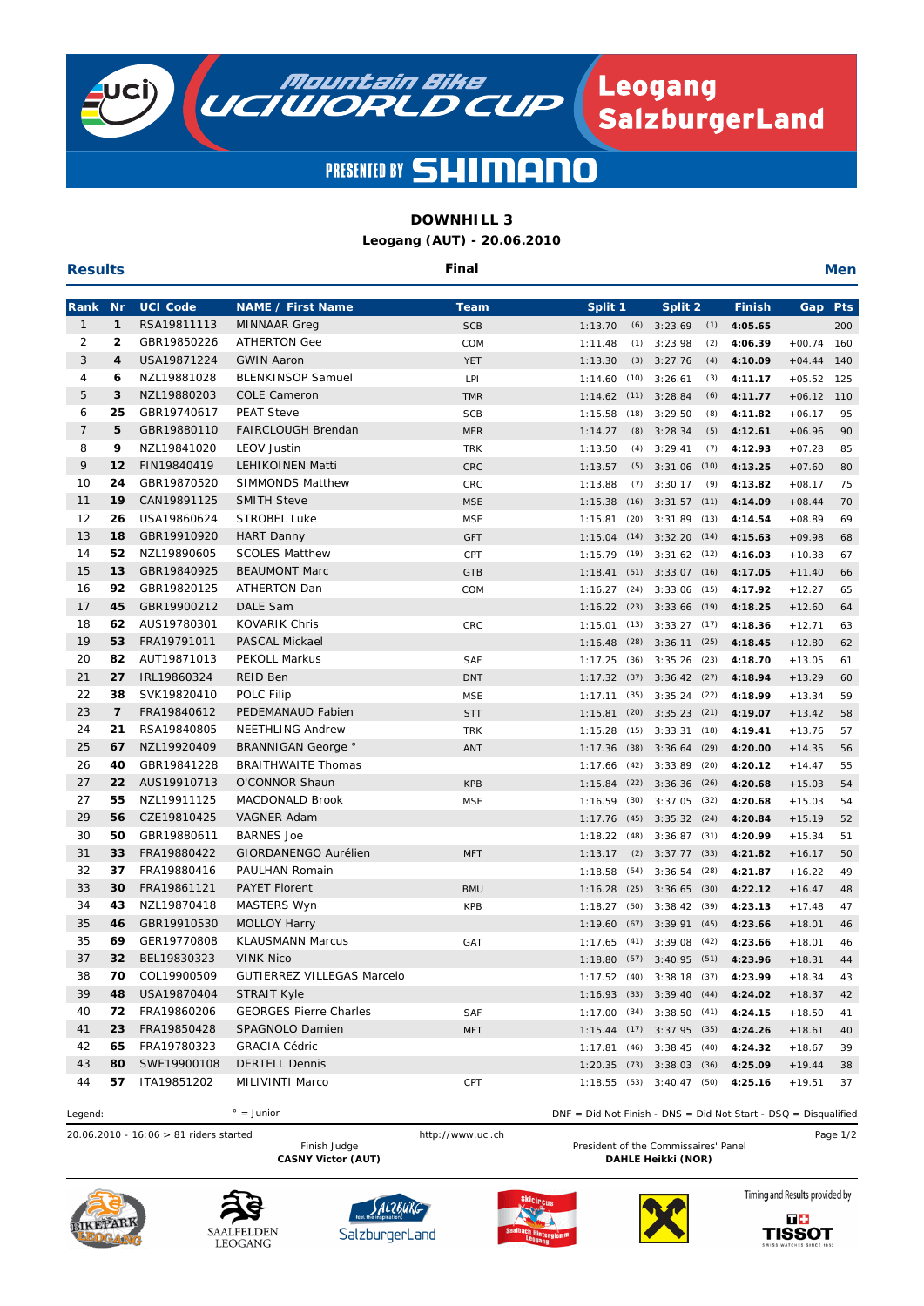# Mountain Bike UCI World Cup — Leogang SalzburgerLand

PRESENTED BY SHIMANO

## DOWNHILL 3

**Leogang (AUT) - 20.06.2010**

**Results** | **Final** | **Men**

| Rank | Nr | UCI Code | NAME / First Name | Team | Split 1 | | Split 2 | | Finish | Gap | Pts |
|---|---|---|---|---|---|---|---|---|---|---|---|
| 1 | 1 | RSA19811113 | MINNAAR Greg | SCB | 1:13.70 | (6) | 3:23.69 | (1) | 4:05.65 | | 200 |
| 2 | 2 | GBR19850226 | ATHERTON Gee | COM | 1:11.48 | (1) | 3:23.98 | (2) | 4:06.39 | +00.74 | 160 |
| 3 | 4 | USA19871224 | GWIN Aaron | YET | 1:13.30 | (3) | 3:27.76 | (4) | 4:10.09 | +04.44 | 140 |
| 4 | 6 | NZL19881028 | BLENKINSOP Samuel | LPI | 1:14.60 | (10) | 3:26.61 | (3) | 4:11.17 | +05.52 | 125 |
| 5 | 3 | NZL19880203 | COLE Cameron | TMR | 1:14.62 | (11) | 3:28.84 | (6) | 4:11.77 | +06.12 | 110 |
| 6 | 25 | GBR19740617 | PEAT Steve | SCB | 1:15.58 | (18) | 3:29.50 | (8) | 4:11.82 | +06.17 | 95 |
| 7 | 5 | GBR19880110 | FAIRCLOUGH Brendan | MER | 1:14.27 | (8) | 3:28.34 | (5) | 4:12.61 | +06.96 | 90 |
| 8 | 9 | NZL19841020 | LEOV Justin | TRK | 1:13.50 | (4) | 3:29.41 | (7) | 4:12.93 | +07.28 | 85 |
| 9 | 12 | FIN19840419 | LEHIKOINEN Matti | CRC | 1:13.57 | (5) | 3:31.06 | (10) | 4:13.25 | +07.60 | 80 |
| 10 | 24 | GBR19870520 | SIMMONDS Matthew | CRC | 1:13.88 | (7) | 3:30.17 | (9) | 4:13.82 | +08.17 | 75 |
| 11 | 19 | CAN19891125 | SMITH Steve | MSE | 1:15.38 | (16) | 3:31.57 | (11) | 4:14.09 | +08.44 | 70 |
| 12 | 26 | USA19860624 | STROBEL Luke | MSE | 1:15.81 | (20) | 3:31.89 | (13) | 4:14.54 | +08.89 | 69 |
| 13 | 18 | GBR19910920 | HART Danny | GFT | 1:15.04 | (14) | 3:32.20 | (14) | 4:15.63 | +09.98 | 68 |
| 14 | 52 | NZL19890605 | SCOLES Matthew | CPT | 1:15.79 | (19) | 3:31.62 | (12) | 4:16.03 | +10.38 | 67 |
| 15 | 13 | GBR19840925 | BEAUMONT Marc | GTB | 1:18.41 | (51) | 3:33.07 | (16) | 4:17.05 | +11.40 | 66 |
| 16 | 92 | GBR19820125 | ATHERTON Dan | COM | 1:16.27 | (24) | 3:33.06 | (15) | 4:17.92 | +12.27 | 65 |
| 17 | 45 | GBR19900212 | DALE Sam | | 1:16.22 | (23) | 3:33.66 | (19) | 4:18.25 | +12.60 | 64 |
| 18 | 62 | AUS19780301 | KOVARIK Chris | CRC | 1:15.01 | (13) | 3:33.27 | (17) | 4:18.36 | +12.71 | 63 |
| 19 | 53 | FRA19791011 | PASCAL Mickael | | 1:16.48 | (28) | 3:36.11 | (25) | 4:18.45 | +12.80 | 62 |
| 20 | 82 | AUT19871013 | PEKOLL Markus | SAF | 1:17.25 | (36) | 3:35.26 | (23) | 4:18.70 | +13.05 | 61 |
| 21 | 27 | IRL19860324 | REID Ben | DNT | 1:17.32 | (37) | 3:36.42 | (27) | 4:18.94 | +13.29 | 60 |
| 22 | 38 | SVK19820410 | POLC Filip | MSE | 1:17.11 | (35) | 3:35.24 | (22) | 4:18.99 | +13.34 | 59 |
| 23 | 7 | FRA19840612 | PEDEMANAUD Fabien | STT | 1:15.81 | (20) | 3:35.23 | (21) | 4:19.07 | +13.42 | 58 |
| 24 | 21 | RSA19840805 | NEETHLING Andrew | TRK | 1:15.28 | (15) | 3:33.31 | (18) | 4:19.41 | +13.76 | 57 |
| 25 | 67 | NZL19920409 | BRANNIGAN George ° | ANT | 1:17.36 | (38) | 3:36.64 | (29) | 4:20.00 | +14.35 | 56 |
| 26 | 40 | GBR19841228 | BRAITHWAITE Thomas | | 1:17.66 | (42) | 3:33.89 | (20) | 4:20.12 | +14.47 | 55 |
| 27 | 22 | AUS19910713 | O'CONNOR Shaun | KPB | 1:15.84 | (22) | 3:36.36 | (26) | 4:20.68 | +15.03 | 54 |
| 27 | 55 | NZL19911125 | MACDONALD Brook | MSE | 1:16.59 | (30) | 3:37.05 | (32) | 4:20.68 | +15.03 | 54 |
| 29 | 56 | CZE19810425 | VAGNER Adam | | 1:17.76 | (45) | 3:35.32 | (24) | 4:20.84 | +15.19 | 52 |
| 30 | 50 | GBR19880611 | BARNES Joe | | 1:18.22 | (48) | 3:36.87 | (31) | 4:20.99 | +15.34 | 51 |
| 31 | 33 | FRA19880422 | GIORDANENGO Aurélien | MFT | 1:13.17 | (2) | 3:37.77 | (33) | 4:21.82 | +16.17 | 50 |
| 32 | 37 | FRA19880416 | PAULHAN Romain | | 1:18.58 | (54) | 3:36.54 | (28) | 4:21.87 | +16.22 | 49 |
| 33 | 30 | FRA19861121 | PAYET Florent | BMU | 1:16.28 | (25) | 3:36.65 | (30) | 4:22.12 | +16.47 | 48 |
| 34 | 43 | NZL19870418 | MASTERS Wyn | KPB | 1:18.27 | (50) | 3:38.42 | (39) | 4:23.13 | +17.48 | 47 |
| 35 | 46 | GBR19910530 | MOLLOY Harry | | 1:19.60 | (67) | 3:39.91 | (45) | 4:23.66 | +18.01 | 46 |
| 35 | 69 | GER19770808 | KLAUSMANN Marcus | GAT | 1:17.65 | (41) | 3:39.08 | (42) | 4:23.66 | +18.01 | 46 |
| 37 | 32 | BEL19830323 | VINK Nico | | 1:18.80 | (57) | 3:40.95 | (51) | 4:23.96 | +18.31 | 44 |
| 38 | 70 | COL19900509 | GUTIERREZ VILLEGAS Marcelo | | 1:17.52 | (40) | 3:38.18 | (37) | 4:23.99 | +18.34 | 43 |
| 39 | 48 | USA19870404 | STRAIT Kyle | | 1:16.93 | (33) | 3:39.40 | (44) | 4:24.02 | +18.37 | 42 |
| 40 | 72 | FRA19860206 | GEORGES Pierre Charles | SAF | 1:17.00 | (34) | 3:38.50 | (41) | 4:24.15 | +18.50 | 41 |
| 41 | 23 | FRA19850428 | SPAGNOLO Damien | MFT | 1:15.44 | (17) | 3:37.95 | (35) | 4:24.26 | +18.61 | 40 |
| 42 | 65 | FRA19780323 | GRACIA Cédric | | 1:17.81 | (46) | 3:38.45 | (40) | 4:24.32 | +18.67 | 39 |
| 43 | 80 | SWE19900108 | DERTELL Dennis | | 1:20.35 | (73) | 3:38.03 | (36) | 4:25.09 | +19.44 | 38 |
| 44 | 57 | ITA19851202 | MILIVINTI Marco | CPT | 1:18.55 | (53) | 3:40.47 | (50) | 4:25.16 | +19.51 | 37 |

Legend: ° = Junior

DNF = Did Not Finish - DNS = Did Not Start - DSQ = Disqualified

20.06.2010 - 16:06 > 81 riders started

http://www.uci.ch

Finish Judge
**CASNY Victor (AUT)**

President of the Commissaires' Panel
**DAHLE Heikki (NOR)**

Timing and Results provided by TISSOT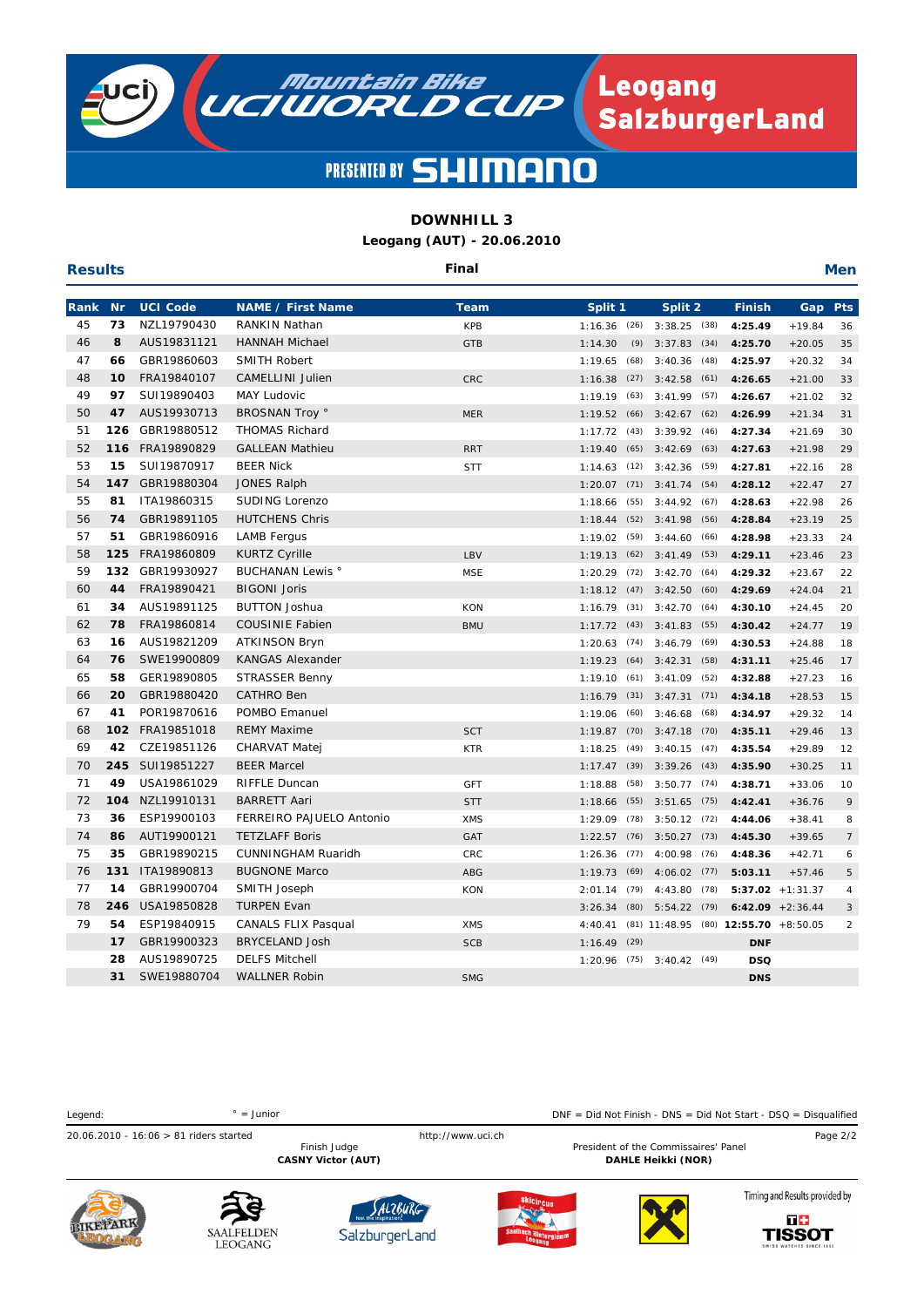# DOWNHILL 3

**Leogang (AUT) - 20.06.2010**

**Results** — **Final** — **Men**

| Rank | Nr | UCI Code | NAME / First Name | Team | Split 1 | | Split 2 | | Finish | Gap | Pts |
|---|---|---|---|---|---|---|---|---|---|---|---|
| 45 | 73 | NZL19790430 | RANKIN Nathan | KPB | 1:16.36 | (26) | 3:38.25 | (38) | 4:25.49 | +19.84 | 36 |
| 46 | 8 | AUS19831121 | HANNAH Michael | GTB | 1:14.30 | (9) | 3:37.83 | (34) | 4:25.70 | +20.05 | 35 |
| 47 | 66 | GBR19860603 | SMITH Robert | | 1:19.65 | (68) | 3:40.36 | (48) | 4:25.97 | +20.32 | 34 |
| 48 | 10 | FRA19840107 | CAMELLINI Julien | CRC | 1:16.38 | (27) | 3:42.58 | (61) | 4:26.65 | +21.00 | 33 |
| 49 | 97 | SUI19890403 | MAY Ludovic | | 1:19.19 | (63) | 3:41.99 | (57) | 4:26.67 | +21.02 | 32 |
| 50 | 47 | AUS19930713 | BROSNAN Troy ° | MER | 1:19.52 | (66) | 3:42.67 | (62) | 4:26.99 | +21.34 | 31 |
| 51 | 126 | GBR19880512 | THOMAS Richard | | 1:17.72 | (43) | 3:39.92 | (46) | 4:27.34 | +21.69 | 30 |
| 52 | 116 | FRA19890829 | GALLEAN Mathieu | RRT | 1:19.40 | (65) | 3:42.69 | (63) | 4:27.63 | +21.98 | 29 |
| 53 | 15 | SUI19870917 | BEER Nick | STT | 1:14.63 | (12) | 3:42.36 | (59) | 4:27.81 | +22.16 | 28 |
| 54 | 147 | GBR19880304 | JONES Ralph | | 1:20.07 | (71) | 3:41.74 | (54) | 4:28.12 | +22.47 | 27 |
| 55 | 81 | ITA19860315 | SUDING Lorenzo | | 1:18.66 | (55) | 3:44.92 | (67) | 4:28.63 | +22.98 | 26 |
| 56 | 74 | GBR19891105 | HUTCHENS Chris | | 1:18.44 | (52) | 3:41.98 | (56) | 4:28.84 | +23.19 | 25 |
| 57 | 51 | GBR19860916 | LAMB Fergus | | 1:19.02 | (59) | 3:44.60 | (66) | 4:28.98 | +23.33 | 24 |
| 58 | 125 | FRA19860809 | KURTZ Cyrille | LBV | 1:19.13 | (62) | 3:41.49 | (53) | 4:29.11 | +23.46 | 23 |
| 59 | 132 | GBR19930927 | BUCHANAN Lewis ° | MSE | 1:20.29 | (72) | 3:42.70 | (64) | 4:29.32 | +23.67 | 22 |
| 60 | 44 | FRA19890421 | BIGONI Joris | | 1:18.12 | (47) | 3:42.50 | (60) | 4:29.69 | +24.04 | 21 |
| 61 | 34 | AUS19891125 | BUTTON Joshua | KON | 1:16.79 | (31) | 3:42.70 | (64) | 4:30.10 | +24.45 | 20 |
| 62 | 78 | FRA19860814 | COUSINIE Fabien | BMU | 1:17.72 | (43) | 3:41.83 | (55) | 4:30.42 | +24.77 | 19 |
| 63 | 16 | AUS19821209 | ATKINSON Bryn | | 1:20.63 | (74) | 3:46.79 | (69) | 4:30.53 | +24.88 | 18 |
| 64 | 76 | SWE19900809 | KANGAS Alexander | | 1:19.23 | (64) | 3:42.31 | (58) | 4:31.11 | +25.46 | 17 |
| 65 | 58 | GER19890805 | STRASSER Benny | | 1:19.10 | (61) | 3:41.09 | (52) | 4:32.88 | +27.23 | 16 |
| 66 | 20 | GBR19880420 | CATHRO Ben | | 1:16.79 | (31) | 3:47.31 | (71) | 4:34.18 | +28.53 | 15 |
| 67 | 41 | POR19870616 | POMBO Emanuel | | 1:19.06 | (60) | 3:46.68 | (68) | 4:34.97 | +29.32 | 14 |
| 68 | 102 | FRA19851018 | REMY Maxime | SCT | 1:19.87 | (70) | 3:47.18 | (70) | 4:35.11 | +29.46 | 13 |
| 69 | 42 | CZE19851126 | CHARVAT Matej | KTR | 1:18.25 | (49) | 3:40.15 | (47) | 4:35.54 | +29.89 | 12 |
| 70 | 245 | SUI19851227 | BEER Marcel | | 1:17.47 | (39) | 3:39.26 | (43) | 4:35.90 | +30.25 | 11 |
| 71 | 49 | USA19861029 | RIFFLE Duncan | GFT | 1:18.88 | (58) | 3:50.77 | (74) | 4:38.71 | +33.06 | 10 |
| 72 | 104 | NZL19910131 | BARRETT Aari | STT | 1:18.66 | (55) | 3:51.65 | (75) | 4:42.41 | +36.76 | 9 |
| 73 | 36 | ESP19900103 | FERREIRO PAJUELO Antonio | XMS | 1:29.09 | (78) | 3:50.12 | (72) | 4:44.06 | +38.41 | 8 |
| 74 | 86 | AUT19900121 | TETZLAFF Boris | GAT | 1:22.57 | (76) | 3:50.27 | (73) | 4:45.30 | +39.65 | 7 |
| 75 | 35 | GBR19890215 | CUNNINGHAM Ruaridh | CRC | 1:26.36 | (77) | 4:00.98 | (76) | 4:48.36 | +42.71 | 6 |
| 76 | 131 | ITA19890813 | BUGNONE Marco | ABG | 1:19.73 | (69) | 4:06.02 | (77) | 5:03.11 | +57.46 | 5 |
| 77 | 14 | GBR19900704 | SMITH Joseph | KON | 2:01.14 | (79) | 4:43.80 | (78) | 5:37.02 | +1:31.37 | 4 |
| 78 | 246 | USA19850828 | TURPEN Evan | | 3:26.34 | (80) | 5:54.22 | (79) | 6:42.09 | +2:36.44 | 3 |
| 79 | 54 | ESP19840915 | CANALS FLIX Pasqual | XMS | 4:40.41 | (81) | 11:48.95 | (80) | 12:55.70 | +8:50.05 | 2 |
| | 17 | GBR19900323 | BRYCELAND Josh | SCB | 1:16.49 | (29) | | | DNF | | |
| | 28 | AUS19890725 | DELFS Mitchell | | 1:20.96 | (75) | 3:40.42 | (49) | DSQ | | |
| | 31 | SWE19880704 | WALLNER Robin | SMG | | | | | DNS | | |

Legend: ° = Junior

DNF = Did Not Finish - DNS = Did Not Start - DSQ = Disqualified

20.06.2010 - 16:06 > 81 riders started

http://www.uci.ch

Finish Judge **CASNY Victor (AUT)**

President of the Commissaires' Panel **DAHLE Heikki (NOR)**

Timing and Results provided by TISSOT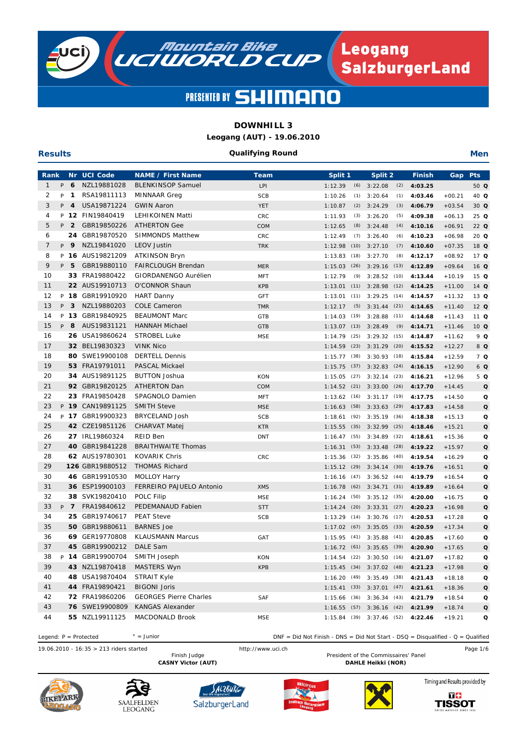# DOWNHILL 3

**Leogang (AUT) - 19.06.2010**

**Results** — **Qualifying Round** — **Men**

| Rank | | Nr | UCI Code | NAME / First Name | Team | Split 1 | | Split 2 | | Finish | Gap | Pts | |
|---|---|---|---|---|---|---|---|---|---|---|---|---|---|
| 1 | P | 6 | NZL19881028 | BLENKINSOP Samuel | LPI | 1:12.39 | (6) | 3:22.08 | (2) | 4:03.25 | | 50 | Q |
| 2 | P | 1 | RSA19811113 | MINNAAR Greg | SCB | 1:10.26 | (1) | 3:20.64 | (1) | 4:03.46 | +00.21 | 40 | Q |
| 3 | P | 4 | USA19871224 | GWIN Aaron | YET | 1:10.87 | (2) | 3:24.29 | (3) | 4:06.79 | +03.54 | 30 | Q |
| 4 | P | 12 | FIN19840419 | LEHIKOINEN Matti | CRC | 1:11.93 | (3) | 3:26.20 | (5) | 4:09.38 | +06.13 | 25 | Q |
| 5 | P | 2 | GBR19850226 | ATHERTON Gee | COM | 1:12.65 | (8) | 3:24.48 | (4) | 4:10.16 | +06.91 | 22 | Q |
| 6 | | 24 | GBR19870520 | SIMMONDS Matthew | CRC | 1:12.49 | (7) | 3:26.40 | (6) | 4:10.23 | +06.98 | 20 | Q |
| 7 | P | 9 | NZL19841020 | LEOV Justin | TRK | 1:12.98 | (10) | 3:27.10 | (7) | 4:10.60 | +07.35 | 18 | Q |
| 8 | P | 16 | AUS19821209 | ATKINSON Bryn | | 1:13.83 | (18) | 3:27.70 | (8) | 4:12.17 | +08.92 | 17 | Q |
| 9 | P | 5 | GBR19880110 | FAIRCLOUGH Brendan | MER | 1:15.03 | (26) | 3:29.16 | (13) | 4:12.89 | +09.64 | 16 | Q |
| 10 | | 33 | FRA19880422 | GIORDANENGO Aurélien | MFT | 1:12.79 | (9) | 3:28.52 | (10) | 4:13.44 | +10.19 | 15 | Q |
| 11 | | 22 | AUS19910713 | O'CONNOR Shaun | KPB | 1:13.01 | (11) | 3:28.98 | (12) | 4:14.25 | +11.00 | 14 | Q |
| 12 | P | 18 | GBR19910920 | HART Danny | GFT | 1:13.01 | (11) | 3:29.25 | (14) | 4:14.57 | +11.32 | 13 | Q |
| 13 | P | 3 | NZL19880203 | COLE Cameron | TMR | 1:12.17 | (5) | 3:31.44 | (21) | 4:14.65 | +11.40 | 12 | Q |
| 14 | P | 13 | GBR19840925 | BEAUMONT Marc | GTB | 1:14.03 | (19) | 3:28.88 | (11) | 4:14.68 | +11.43 | 11 | Q |
| 15 | P | 8 | AUS19831121 | HANNAH Michael | GTB | 1:13.07 | (13) | 3:28.49 | (9) | 4:14.71 | +11.46 | 10 | Q |
| 16 | | 26 | USA19860624 | STROBEL Luke | MSE | 1:14.79 | (25) | 3:29.32 | (15) | 4:14.87 | +11.62 | 9 | Q |
| 17 | | 32 | BEL19830323 | VINK Nico | | 1:14.59 | (23) | 3:31.29 | (20) | 4:15.52 | +12.27 | 8 | Q |
| 18 | | 80 | SWE19900108 | DERTELL Dennis | | 1:15.77 | (38) | 3:30.93 | (18) | 4:15.84 | +12.59 | 7 | Q |
| 19 | | 53 | FRA19791011 | PASCAL Mickael | | 1:15.75 | (37) | 3:32.83 | (24) | 4:16.15 | +12.90 | 6 | Q |
| 20 | | 34 | AUS19891125 | BUTTON Joshua | KON | 1:15.05 | (27) | 3:32.14 | (23) | 4:16.21 | +12.96 | 5 | Q |
| 21 | | 92 | GBR19820125 | ATHERTON Dan | COM | 1:14.52 | (21) | 3:33.00 | (26) | 4:17.70 | +14.45 | | Q |
| 22 | | 23 | FRA19850428 | SPAGNOLO Damien | MFT | 1:13.62 | (16) | 3:31.17 | (19) | 4:17.75 | +14.50 | | Q |
| 23 | P | 19 | CAN19891125 | SMITH Steve | MSE | 1:16.63 | (58) | 3:33.63 | (29) | 4:17.83 | +14.58 | | Q |
| 24 | P | 17 | GBR19900323 | BRYCELAND Josh | SCB | 1:18.61 | (92) | 3:35.19 | (36) | 4:18.38 | +15.13 | | Q |
| 25 | | 42 | CZE19851126 | CHARVAT Matej | KTR | 1:15.55 | (35) | 3:32.99 | (25) | 4:18.46 | +15.21 | | Q |
| 26 | | 27 | IRL19860324 | REID Ben | DNT | 1:16.47 | (55) | 3:34.89 | (32) | 4:18.61 | +15.36 | | Q |
| 27 | | 40 | GBR19841228 | BRAITHWAITE Thomas | | 1:16.31 | (53) | 3:33.48 | (28) | 4:19.22 | +15.97 | | Q |
| 28 | | 62 | AUS19780301 | KOVARIK Chris | CRC | 1:15.36 | (32) | 3:35.86 | (40) | 4:19.54 | +16.29 | | Q |
| 29 | | 126 | GBR19880512 | THOMAS Richard | | 1:15.12 | (29) | 3:34.14 | (30) | 4:19.76 | +16.51 | | Q |
| 30 | | 46 | GBR19910530 | MOLLOY Harry | | 1:16.16 | (47) | 3:36.52 | (44) | 4:19.79 | +16.54 | | Q |
| 31 | | 36 | ESP19900103 | FERREIRO PAJUELO Antonio | XMS | 1:16.78 | (62) | 3:34.71 | (31) | 4:19.89 | +16.64 | | Q |
| 32 | | 38 | SVK19820410 | POLC Filip | MSE | 1:16.24 | (50) | 3:35.12 | (35) | 4:20.00 | +16.75 | | Q |
| 33 | P | 7 | FRA19840612 | PEDEMANAUD Fabien | STT | 1:14.24 | (20) | 3:33.31 | (27) | 4:20.23 | +16.98 | | Q |
| 34 | | 25 | GBR19740617 | PEAT Steve | SCB | 1:13.29 | (14) | 3:30.76 | (17) | 4:20.53 | +17.28 | | Q |
| 35 | | 50 | GBR19880611 | BARNES Joe | | 1:17.02 | (67) | 3:35.05 | (33) | 4:20.59 | +17.34 | | Q |
| 36 | | 69 | GER19770808 | KLAUSMANN Marcus | GAT | 1:15.95 | (41) | 3:35.88 | (41) | 4:20.85 | +17.60 | | Q |
| 37 | | 45 | GBR19900212 | DALE Sam | | 1:16.72 | (61) | 3:35.65 | (39) | 4:20.90 | +17.65 | | Q |
| 38 | P | 14 | GBR19900704 | SMITH Joseph | KON | 1:14.54 | (22) | 3:30.50 | (16) | 4:21.07 | +17.82 | | Q |
| 39 | | 43 | NZL19870418 | MASTERS Wyn | KPB | 1:15.45 | (34) | 3:37.02 | (48) | 4:21.23 | +17.98 | | Q |
| 40 | | 48 | USA19870404 | STRAIT Kyle | | 1:16.20 | (49) | 3:35.49 | (38) | 4:21.43 | +18.18 | | Q |
| 41 | | 44 | FRA19890421 | BIGONI Joris | | 1:15.41 | (33) | 3:37.01 | (47) | 4:21.61 | +18.36 | | Q |
| 42 | | 72 | FRA19860206 | GEORGES Pierre Charles | SAF | 1:15.66 | (36) | 3:36.34 | (43) | 4:21.79 | +18.54 | | Q |
| 43 | | 76 | SWE19900809 | KANGAS Alexander | | 1:16.55 | (57) | 3:36.16 | (42) | 4:21.99 | +18.74 | | Q |
| 44 | | 55 | NZL19911125 | MACDONALD Brook | MSE | 1:15.84 | (39) | 3:37.46 | (52) | 4:22.46 | +19.21 | | Q |

Legend: P = Protected ° = Junior DNF = Did Not Finish - DNS = Did Not Start - DSQ = Disqualified - Q = Qualified

19.06.2010 - 16:35 > 213 riders started http://www.uci.ch

Finish Judge **CASNY Victor (AUT)**

President of the Commissaires' Panel **DAHLE Heikki (NOR)**

Timing and Results provided by TISSOT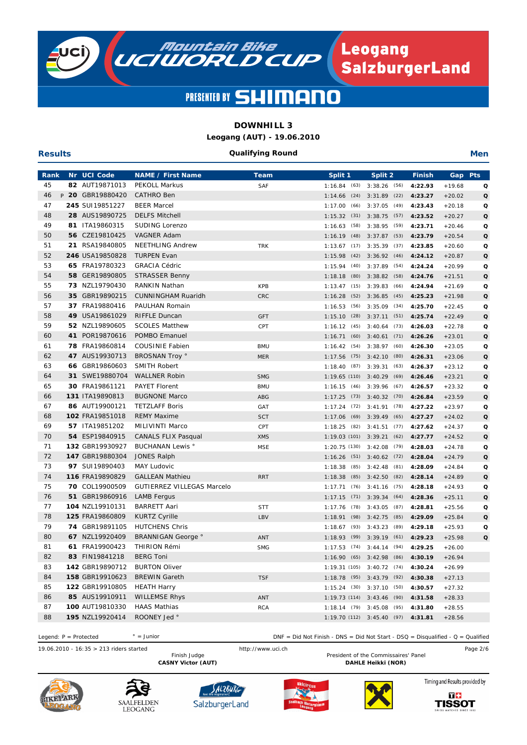# Mountain Bike UCI WORLD CUP – Leogang SalzburgerLand

PRESENTED BY SHIMANO

**DOWNHILL 3**
**Leogang (AUT) - 19.06.2010**

**Results** — **Qualifying Round** — **Men**

| Rank | | Nr | UCI Code | NAME / First Name | Team | Split 1 | | Split 2 | | Finish | Gap | Pts |
|---|---|---|---|---|---|---|---|---|---|---|---|---|
| 45 | | 82 | AUT19871013 | PEKOLL Markus | SAF | 1:16.84 | (63) | 3:38.26 | (56) | 4:22.93 | +19.68 | Q |
| 46 | P | 20 | GBR19880420 | CATHRO Ben | | 1:14.66 | (24) | 3:31.89 | (22) | 4:23.27 | +20.02 | Q |
| 47 | | 245 | SUI19851227 | BEER Marcel | | 1:17.00 | (66) | 3:37.05 | (49) | 4:23.43 | +20.18 | Q |
| 48 | | 28 | AUS19890725 | DELFS Mitchell | | 1:15.32 | (31) | 3:38.75 | (57) | 4:23.52 | +20.27 | Q |
| 49 | | 81 | ITA19860315 | SUDING Lorenzo | | 1:16.63 | (58) | 3:38.95 | (59) | 4:23.71 | +20.46 | Q |
| 50 | | 56 | CZE19810425 | VAGNER Adam | | 1:16.19 | (48) | 3:37.87 | (53) | 4:23.79 | +20.54 | Q |
| 51 | | 21 | RSA19840805 | NEETHLING Andrew | TRK | 1:13.67 | (17) | 3:35.39 | (37) | 4:23.85 | +20.60 | Q |
| 52 | | 246 | USA19850828 | TURPEN Evan | | 1:15.98 | (42) | 3:36.92 | (46) | 4:24.12 | +20.87 | Q |
| 53 | | 65 | FRA19780323 | GRACIA Cédric | | 1:15.94 | (40) | 3:37.89 | (54) | 4:24.24 | +20.99 | Q |
| 54 | | 58 | GER19890805 | STRASSER Benny | | 1:18.18 | (80) | 3:38.82 | (58) | 4:24.76 | +21.51 | Q |
| 55 | | 73 | NZL19790430 | RANKIN Nathan | KPB | 1:13.47 | (15) | 3:39.83 | (66) | 4:24.94 | +21.69 | Q |
| 56 | | 35 | GBR19890215 | CUNNINGHAM Ruaridh | CRC | 1:16.28 | (52) | 3:36.85 | (45) | 4:25.23 | +21.98 | Q |
| 57 | | 37 | FRA19880416 | PAULHAN Romain | | 1:16.53 | (56) | 3:35.09 | (34) | 4:25.70 | +22.45 | Q |
| 58 | | 49 | USA19861029 | RIFFLE Duncan | GFT | 1:15.10 | (28) | 3:37.11 | (51) | 4:25.74 | +22.49 | Q |
| 59 | | 52 | NZL19890605 | SCOLES Matthew | CPT | 1:16.12 | (45) | 3:40.64 | (73) | 4:26.03 | +22.78 | Q |
| 60 | | 41 | POR19870616 | POMBO Emanuel | | 1:16.71 | (60) | 3:40.61 | (71) | 4:26.26 | +23.01 | Q |
| 61 | | 78 | FRA19860814 | COUSINIE Fabien | BMU | 1:16.42 | (54) | 3:38.97 | (60) | 4:26.30 | +23.05 | Q |
| 62 | | 47 | AUS19930713 | BROSNAN Troy ° | MER | 1:17.56 | (75) | 3:42.10 | (80) | 4:26.31 | +23.06 | Q |
| 63 | | 66 | GBR19860603 | SMITH Robert | | 1:18.40 | (87) | 3:39.31 | (63) | 4:26.37 | +23.12 | Q |
| 64 | | 31 | SWE19880704 | WALLNER Robin | SMG | 1:19.65 | (110) | 3:40.29 | (69) | 4:26.46 | +23.21 | Q |
| 65 | | 30 | FRA19861121 | PAYET Florent | BMU | 1:16.15 | (46) | 3:39.96 | (67) | 4:26.57 | +23.32 | Q |
| 66 | | 131 | ITA19890813 | BUGNONE Marco | ABG | 1:17.25 | (73) | 3:40.32 | (70) | 4:26.84 | +23.59 | Q |
| 67 | | 86 | AUT19900121 | TETZLAFF Boris | GAT | 1:17.24 | (72) | 3:41.91 | (78) | 4:27.22 | +23.97 | Q |
| 68 | | 102 | FRA19851018 | REMY Maxime | SCT | 1:17.06 | (69) | 3:39.49 | (65) | 4:27.27 | +24.02 | Q |
| 69 | | 57 | ITA19851202 | MILIVINTI Marco | CPT | 1:18.25 | (82) | 3:41.51 | (77) | 4:27.62 | +24.37 | Q |
| 70 | | 54 | ESP19840915 | CANALS FLIX Pasqual | XMS | 1:19.03 | (101) | 3:39.21 | (62) | 4:27.77 | +24.52 | Q |
| 71 | | 132 | GBR19930927 | BUCHANAN Lewis ° | MSE | 1:20.75 | (130) | 3:42.08 | (79) | 4:28.03 | +24.78 | Q |
| 72 | | 147 | GBR19880304 | JONES Ralph | | 1:16.26 | (51) | 3:40.62 | (72) | 4:28.04 | +24.79 | Q |
| 73 | | 97 | SUI19890403 | MAY Ludovic | | 1:18.38 | (85) | 3:42.48 | (81) | 4:28.09 | +24.84 | Q |
| 74 | | 116 | FRA19890829 | GALLEAN Mathieu | RRT | 1:18.38 | (85) | 3:42.50 | (82) | 4:28.14 | +24.89 | Q |
| 75 | | 70 | COL19900509 | GUTIERREZ VILLEGAS Marcelo | | 1:17.71 | (76) | 3:41.16 | (75) | 4:28.18 | +24.93 | Q |
| 76 | | 51 | GBR19860916 | LAMB Fergus | | 1:17.15 | (71) | 3:39.34 | (64) | 4:28.36 | +25.11 | Q |
| 77 | | 104 | NZL19910131 | BARRETT Aari | STT | 1:17.76 | (78) | 3:43.05 | (87) | 4:28.81 | +25.56 | Q |
| 78 | | 125 | FRA19860809 | KURTZ Cyrille | LBV | 1:18.91 | (98) | 3:42.75 | (85) | 4:29.09 | +25.84 | Q |
| 79 | | 74 | GBR19891105 | HUTCHENS Chris | | 1:18.67 | (93) | 3:43.23 | (89) | 4:29.18 | +25.93 | Q |
| 80 | | 67 | NZL19920409 | BRANNIGAN George ° | ANT | 1:18.93 | (99) | 3:39.19 | (61) | 4:29.23 | +25.98 | Q |
| 81 | | 61 | FRA19900423 | THIRION Rémi | SMG | 1:17.53 | (74) | 3:44.14 | (94) | 4:29.25 | +26.00 | |
| 82 | | 83 | FIN19841218 | BERG Toni | | 1:16.90 | (65) | 3:42.98 | (86) | 4:30.19 | +26.94 | |
| 83 | | 142 | GBR19890712 | BURTON Oliver | | 1:19.31 | (105) | 3:40.72 | (74) | 4:30.24 | +26.99 | |
| 84 | | 158 | GBR19910623 | BREWIN Gareth | TSF | 1:18.78 | (95) | 3:43.79 | (92) | 4:30.38 | +27.13 | |
| 85 | | 122 | GBR19910805 | HEATH Harry | | 1:15.24 | (30) | 3:37.10 | (50) | 4:30.57 | +27.32 | |
| 86 | | 85 | AUS19910911 | WILLEMSE Rhys | ANT | 1:19.73 | (114) | 3:43.46 | (90) | 4:31.58 | +28.33 | |
| 87 | | 100 | AUT19810330 | HAAS Mathias | RCA | 1:18.14 | (79) | 3:45.08 | (95) | 4:31.80 | +28.55 | |
| 88 | | 195 | NZL19920414 | ROONEY Jed ° | | 1:19.70 | (112) | 3:45.40 | (97) | 4:31.81 | +28.56 | |

Legend: P = Protected ° = Junior DNF = Did Not Finish - DNS = Did Not Start - DSQ = Disqualified - Q = Qualified

19.06.2010 - 16:35 > 213 riders started http://www.uci.ch

Finish Judge
**CASNY Victor (AUT)**

President of the Commissaires' Panel
**DAHLE Heikki (NOR)**

Timing and Results provided by TISSOT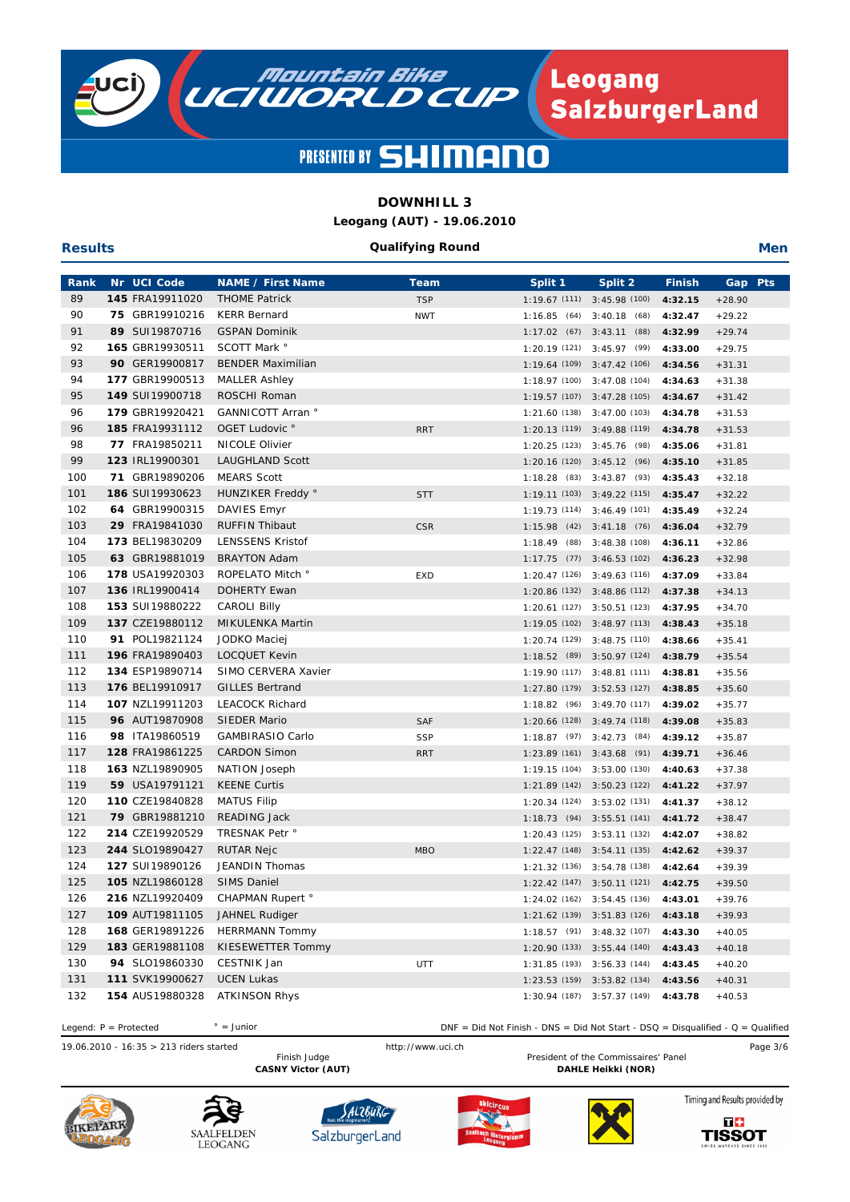# DOWNHILL 3

**Leogang (AUT) - 19.06.2010**

**Results** — **Qualifying Round** — **Men**

| Rank | Nr | UCI Code | NAME / First Name | Team | Split 1 | Split 2 | Finish | Gap | Pts |
|---|---|---|---|---|---|---|---|---|---|
| 89 | **145** | FRA19911020 | THOME Patrick | TSP | 1:19.67 (111) | 3:45.98 (100) | **4:32.15** | +28.90 | |
| 90 | **75** | GBR19910216 | KERR Bernard | NWT | 1:16.85 (64) | 3:40.18 (68) | **4:32.47** | +29.22 | |
| 91 | **89** | SUI19870716 | GSPAN Dominik | | 1:17.02 (67) | 3:43.11 (88) | **4:32.99** | +29.74 | |
| 92 | **165** | GBR19930511 | SCOTT Mark ° | | 1:20.19 (121) | 3:45.97 (99) | **4:33.00** | +29.75 | |
| 93 | **90** | GER19900817 | BENDER Maximilian | | 1:19.64 (109) | 3:47.42 (106) | **4:34.56** | +31.31 | |
| 94 | **177** | GBR19900513 | MALLER Ashley | | 1:18.97 (100) | 3:47.08 (104) | **4:34.63** | +31.38 | |
| 95 | **149** | SUI19900718 | ROSCHI Roman | | 1:19.57 (107) | 3:47.28 (105) | **4:34.67** | +31.42 | |
| 96 | **179** | GBR19920421 | GANNICOTT Arran ° | | 1:21.60 (138) | 3:47.00 (103) | **4:34.78** | +31.53 | |
| 96 | **185** | FRA19931112 | OGET Ludovic ° | RRT | 1:20.13 (119) | 3:49.88 (119) | **4:34.78** | +31.53 | |
| 98 | **77** | FRA19850211 | NICOLE Olivier | | 1:20.25 (123) | 3:45.76 (98) | **4:35.06** | +31.81 | |
| 99 | **123** | IRL19900301 | LAUGHLAND Scott | | 1:20.16 (120) | 3:45.12 (96) | **4:35.10** | +31.85 | |
| 100 | **71** | GBR19890206 | MEARS Scott | | 1:18.28 (83) | 3:43.87 (93) | **4:35.43** | +32.18 | |
| 101 | **186** | SUI19930623 | HUNZIKER Freddy ° | STT | 1:19.11 (103) | 3:49.22 (115) | **4:35.47** | +32.22 | |
| 102 | **64** | GBR19900315 | DAVIES Emyr | | 1:19.73 (114) | 3:46.49 (101) | **4:35.49** | +32.24 | |
| 103 | **29** | FRA19841030 | RUFFIN Thibaut | CSR | 1:15.98 (42) | 3:41.18 (76) | **4:36.04** | +32.79 | |
| 104 | **173** | BEL19830209 | LENSSENS Kristof | | 1:18.49 (88) | 3:48.38 (108) | **4:36.11** | +32.86 | |
| 105 | **63** | GBR19881019 | BRAYTON Adam | | 1:17.75 (77) | 3:46.53 (102) | **4:36.23** | +32.98 | |
| 106 | **178** | USA19920303 | ROPELATO Mitch ° | EXD | 1:20.47 (126) | 3:49.63 (116) | **4:37.09** | +33.84 | |
| 107 | **136** | IRL19900414 | DOHERTY Ewan | | 1:20.86 (132) | 3:48.86 (112) | **4:37.38** | +34.13 | |
| 108 | **153** | SUI19880222 | CAROLI Billy | | 1:20.61 (127) | 3:50.51 (123) | **4:37.95** | +34.70 | |
| 109 | **137** | CZE19880112 | MIKULENKA Martin | | 1:19.05 (102) | 3:48.97 (113) | **4:38.43** | +35.18 | |
| 110 | **91** | POL19821124 | JODKO Maciej | | 1:20.74 (129) | 3:48.75 (110) | **4:38.66** | +35.41 | |
| 111 | **196** | FRA19890403 | LOCQUET Kevin | | 1:18.52 (89) | 3:50.97 (124) | **4:38.79** | +35.54 | |
| 112 | **134** | ESP19890714 | SIMO CERVERA Xavier | | 1:19.90 (117) | 3:48.81 (111) | **4:38.81** | +35.56 | |
| 113 | **176** | BEL19910917 | GILLES Bertrand | | 1:27.80 (179) | 3:52.53 (127) | **4:38.85** | +35.60 | |
| 114 | **107** | NZL19911203 | LEACOCK Richard | | 1:18.82 (96) | 3:49.70 (117) | **4:39.02** | +35.77 | |
| 115 | **96** | AUT19870908 | SIEDER Mario | SAF | 1:20.66 (128) | 3:49.74 (118) | **4:39.08** | +35.83 | |
| 116 | **98** | ITA19860519 | GAMBIRASIO Carlo | SSP | 1:18.87 (97) | 3:42.73 (84) | **4:39.12** | +35.87 | |
| 117 | **128** | FRA19861225 | CARDON Simon | RRT | 1:23.89 (161) | 3:43.68 (91) | **4:39.71** | +36.46 | |
| 118 | **163** | NZL19890905 | NATION Joseph | | 1:19.15 (104) | 3:53.00 (130) | **4:40.63** | +37.38 | |
| 119 | **59** | USA19791121 | KEENE Curtis | | 1:21.89 (142) | 3:50.23 (122) | **4:41.22** | +37.97 | |
| 120 | **110** | CZE19840828 | MATUS Filip | | 1:20.34 (124) | 3:53.02 (131) | **4:41.37** | +38.12 | |
| 121 | **79** | GBR19881210 | READING Jack | | 1:18.73 (94) | 3:55.51 (141) | **4:41.72** | +38.47 | |
| 122 | **214** | CZE19920529 | TRESNAK Petr ° | | 1:20.43 (125) | 3:53.11 (132) | **4:42.07** | +38.82 | |
| 123 | **244** | SLO19890427 | RUTAR Nejc | MBO | 1:22.47 (148) | 3:54.11 (135) | **4:42.62** | +39.37 | |
| 124 | **127** | SUI19890126 | JEANDIN Thomas | | 1:21.32 (136) | 3:54.78 (138) | **4:42.64** | +39.39 | |
| 125 | **105** | NZL19860128 | SIMS Daniel | | 1:22.42 (147) | 3:50.11 (121) | **4:42.75** | +39.50 | |
| 126 | **216** | NZL19920409 | CHAPMAN Rupert ° | | 1:24.02 (162) | 3:54.45 (136) | **4:43.01** | +39.76 | |
| 127 | **109** | AUT19811105 | JAHNEL Rudiger | | 1:21.62 (139) | 3:51.83 (126) | **4:43.18** | +39.93 | |
| 128 | **168** | GER19891226 | HERRMANN Tommy | | 1:18.57 (91) | 3:48.32 (107) | **4:43.30** | +40.05 | |
| 129 | **183** | GER19881108 | KIESEWETTER Tommy | | 1:20.90 (133) | 3:55.44 (140) | **4:43.43** | +40.18 | |
| 130 | **94** | SLO19860330 | CESTNIK Jan | UTT | 1:31.85 (193) | 3:56.33 (144) | **4:43.45** | +40.20 | |
| 131 | **111** | SVK19900627 | UCEN Lukas | | 1:23.53 (159) | 3:53.82 (134) | **4:43.56** | +40.31 | |
| 132 | **154** | AUS19880328 | ATKINSON Rhys | | 1:30.94 (187) | 3:57.37 (149) | **4:43.78** | +40.53 | |

Legend: P = Protected ° = Junior DNF = Did Not Finish - DNS = Did Not Start - DSQ = Disqualified - Q = Qualified

19.06.2010 - 16:35 > 213 riders started http://www.uci.ch

Finish Judge **CASNY Victor (AUT)**

President of the Commissaires' Panel **DAHLE Heikki (NOR)**

Timing and Results provided by TISSOT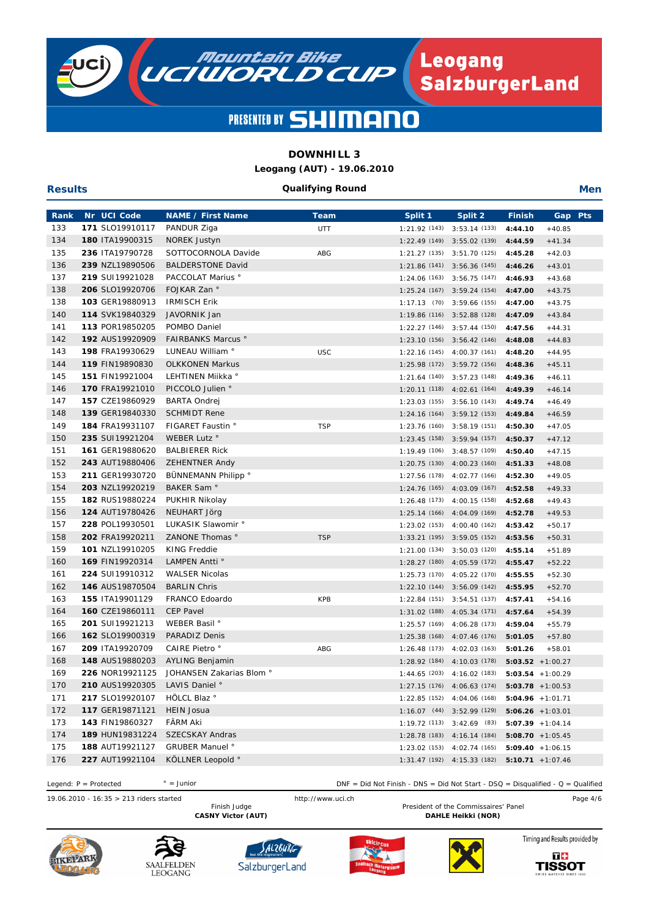# DOWNHILL 3

**Leogang (AUT) - 19.06.2010**

**Results** — **Qualifying Round** — **Men**

| Rank | Nr | UCI Code | NAME / First Name | Team | Split 1 | Split 2 | Finish | Gap | Pts |
|---|---|---|---|---|---|---|---|---|---|
| 133 | 171 | SLO19910117 | PANDUR Ziga | UTT | 1:21.92 (143) | 3:53.14 (133) | 4:44.10 | +40.85 | |
| 134 | 180 | ITA19900315 | NOREK Justyn | | 1:22.49 (149) | 3:55.02 (139) | 4:44.59 | +41.34 | |
| 135 | 236 | ITA19790728 | SOTTOCORNOLA Davide | ABG | 1:21.27 (135) | 3:51.70 (125) | 4:45.28 | +42.03 | |
| 136 | 239 | NZL19890506 | BALDERSTONE David | | 1:21.86 (141) | 3:56.36 (145) | 4:46.26 | +43.01 | |
| 137 | 219 | SUI19921028 | PACCOLAT Marius ° | | 1:24.06 (163) | 3:56.75 (147) | 4:46.93 | +43.68 | |
| 138 | 206 | SLO19920706 | FOJKAR Zan ° | | 1:25.24 (167) | 3:59.24 (154) | 4:47.00 | +43.75 | |
| 138 | 103 | GER19880913 | IRMISCH Erik | | 1:17.13 (70) | 3:59.66 (155) | 4:47.00 | +43.75 | |
| 140 | 114 | SVK19840329 | JAVORNIK Jan | | 1:19.86 (116) | 3:52.88 (128) | 4:47.09 | +43.84 | |
| 141 | 113 | POR19850205 | POMBO Daniel | | 1:22.27 (146) | 3:57.44 (150) | 4:47.56 | +44.31 | |
| 142 | 192 | AUS19920909 | FAIRBANKS Marcus ° | | 1:23.10 (156) | 3:56.42 (146) | 4:48.08 | +44.83 | |
| 143 | 198 | FRA19930629 | LUNEAU William ° | USC | 1:22.16 (145) | 4:00.37 (161) | 4:48.20 | +44.95 | |
| 144 | 119 | FIN19890830 | OLKKONEN Markus | | 1:25.98 (172) | 3:59.72 (156) | 4:48.36 | +45.11 | |
| 145 | 151 | FIN19921004 | LEHTINEN Miikka ° | | 1:21.64 (140) | 3:57.23 (148) | 4:49.36 | +46.11 | |
| 146 | 170 | FRA19921010 | PICCOLO Julien ° | | 1:20.11 (118) | 4:02.61 (164) | 4:49.39 | +46.14 | |
| 147 | 157 | CZE19860929 | BARTA Ondrej | | 1:23.03 (155) | 3:56.10 (143) | 4:49.74 | +46.49 | |
| 148 | 139 | GER19840330 | SCHMIDT Rene | | 1:24.16 (164) | 3:59.12 (153) | 4:49.84 | +46.59 | |
| 149 | 184 | FRA19931107 | FIGARET Faustin ° | TSP | 1:23.76 (160) | 3:58.19 (151) | 4:50.30 | +47.05 | |
| 150 | 235 | SUI19921204 | WEBER Lutz ° | | 1:23.45 (158) | 3:59.94 (157) | 4:50.37 | +47.12 | |
| 151 | 161 | GER19880620 | BALBIERER Rick | | 1:19.49 (106) | 3:48.57 (109) | 4:50.40 | +47.15 | |
| 152 | 243 | AUT19880406 | ZEHENTNER Andy | | 1:20.75 (130) | 4:00.23 (160) | 4:51.33 | +48.08 | |
| 153 | 211 | GER19930720 | BÜNNEMANN Philipp ° | | 1:27.56 (178) | 4:02.77 (166) | 4:52.30 | +49.05 | |
| 154 | 203 | NZL19920219 | BAKER Sam ° | | 1:24.76 (165) | 4:03.09 (167) | 4:52.58 | +49.33 | |
| 155 | 182 | RUS19880224 | PUKHIR Nikolay | | 1:26.48 (173) | 4:00.15 (158) | 4:52.68 | +49.43 | |
| 156 | 124 | AUT19780426 | NEUHART Jörg | | 1:25.14 (166) | 4:04.09 (169) | 4:52.78 | +49.53 | |
| 157 | 228 | POL19930501 | LUKASIK Slawomir ° | | 1:23.02 (153) | 4:00.40 (162) | 4:53.42 | +50.17 | |
| 158 | 202 | FRA19920211 | ZANONE Thomas ° | TSP | 1:33.21 (195) | 3:59.05 (152) | 4:53.56 | +50.31 | |
| 159 | 101 | NZL19910205 | KING Freddie | | 1:21.00 (134) | 3:50.03 (120) | 4:55.14 | +51.89 | |
| 160 | 169 | FIN19920314 | LAMPEN Antti ° | | 1:28.27 (180) | 4:05.59 (172) | 4:55.47 | +52.22 | |
| 161 | 224 | SUI19910312 | WALSER Nicolas | | 1:25.73 (170) | 4:05.22 (170) | 4:55.55 | +52.30 | |
| 162 | 146 | AUS19870504 | BARLIN Chris | | 1:22.10 (144) | 3:56.09 (142) | 4:55.95 | +52.70 | |
| 163 | 155 | ITA19901129 | FRANCO Edoardo | KPB | 1:22.84 (151) | 3:54.51 (137) | 4:57.41 | +54.16 | |
| 164 | 160 | CZE19860111 | CEP Pavel | | 1:31.02 (188) | 4:05.34 (171) | 4:57.64 | +54.39 | |
| 165 | 201 | SUI19921213 | WEBER Basil ° | | 1:25.57 (169) | 4:06.28 (173) | 4:59.04 | +55.79 | |
| 166 | 162 | SLO19900319 | PARADIZ Denis | | 1:25.38 (168) | 4:07.46 (176) | 5:01.05 | +57.80 | |
| 167 | 209 | ITA19920709 | CAIRE Pietro ° | ABG | 1:26.48 (173) | 4:02.03 (163) | 5:01.26 | +58.01 | |
| 168 | 148 | AUS19880203 | AYLING Benjamin | | 1:28.92 (184) | 4:10.03 (178) | 5:03.52 | +1:00.27 | |
| 169 | 226 | NOR19921125 | JOHANSEN Zakarias Blom ° | | 1:44.65 (203) | 4:16.02 (183) | 5:03.54 | +1:00.29 | |
| 170 | 210 | AUS19920305 | LAVIS Daniel ° | | 1:27.15 (176) | 4:06.63 (174) | 5:03.78 | +1:00.53 | |
| 171 | 217 | SLO19920107 | HÖLCL Blaz ° | | 1:22.85 (152) | 4:04.06 (168) | 5:04.96 | +1:01.71 | |
| 172 | 117 | GER19871121 | HEIN Josua | | 1:16.07 (44) | 3:52.99 (129) | 5:06.26 | +1:03.01 | |
| 173 | 143 | FIN19860327 | FÄRM Aki | | 1:19.72 (113) | 3:42.69 (83) | 5:07.39 | +1:04.14 | |
| 174 | 189 | HUN19831224 | SZECSKAY Andras | | 1:28.78 (183) | 4:16.14 (184) | 5:08.70 | +1:05.45 | |
| 175 | 188 | AUT19921127 | GRUBER Manuel ° | | 1:23.02 (153) | 4:02.74 (165) | 5:09.40 | +1:06.15 | |
| 176 | 227 | AUT19921104 | KÖLLNER Leopold ° | | 1:31.47 (192) | 4:15.33 (182) | 5:10.71 | +1:07.46 | |

Legend: P = Protected    ° = Junior    DNF = Did Not Finish - DNS = Did Not Start - DSQ = Disqualified - Q = Qualified

19.06.2010 - 16:35 > 213 riders started    http://www.uci.ch

Finish Judge
**CASNY Victor (AUT)**

President of the Commissaires' Panel
**DAHLE Heikki (NOR)**

Timing and Results provided by TISSOT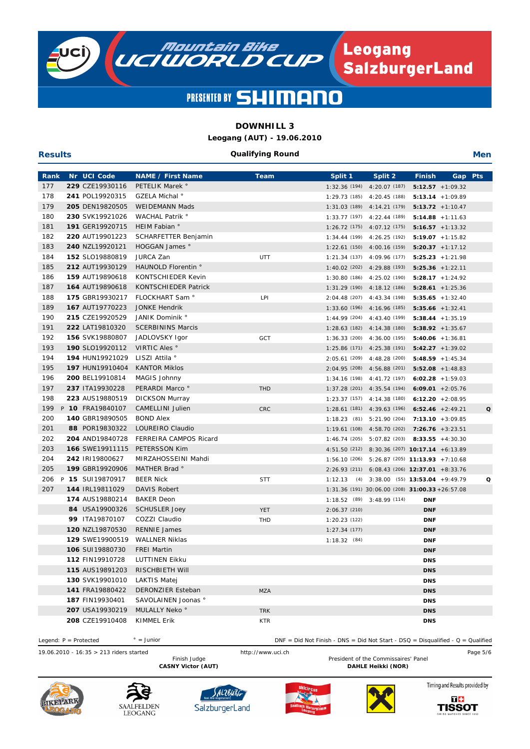## DOWNHILL 3

**Leogang (AUT) - 19.06.2010**

**Results** — **Qualifying Round** — **Men**

| Rank | | Nr | UCI Code | NAME / First Name | Team | Split 1 | Split 2 | Finish | Gap | Pts |
|---|---|---|---|---|---|---|---|---|---|---|
| 177 | | **229** | CZE19930116 | PETELIK Marek ° | | 1:32.36 (194) | 4:20.07 (187) | **5:12.57** | +1:09.32 | |
| 178 | | **241** | POL19920315 | GZELA Michal ° | | 1:29.73 (185) | 4:20.45 (188) | **5:13.14** | +1:09.89 | |
| 179 | | **205** | DEN19820505 | WEIDEMANN Mads | | 1:31.03 (189) | 4:14.21 (179) | **5:13.72** | +1:10.47 | |
| 180 | | **230** | SVK19921026 | WACHAL Patrik ° | | 1:33.77 (197) | 4:22.44 (189) | **5:14.88** | +1:11.63 | |
| 181 | | **191** | GER19920715 | HEIM Fabian ° | | 1:26.72 (175) | 4:07.12 (175) | **5:16.57** | +1:13.32 | |
| 182 | | **220** | AUT19901223 | SCHARFETTER Benjamin | | 1:34.44 (199) | 4:26.25 (192) | **5:19.07** | +1:15.82 | |
| 183 | | **240** | NZL19920121 | HOGGAN James ° | | 1:22.61 (150) | 4:00.16 (159) | **5:20.37** | +1:17.12 | |
| 184 | | **152** | SLO19880819 | JURCA Zan | UTT | 1:21.34 (137) | 4:09.96 (177) | **5:25.23** | +1:21.98 | |
| 185 | | **212** | AUT19930129 | HAUNOLD Florentin ° | | 1:40.02 (202) | 4:29.88 (193) | **5:25.36** | +1:22.11 | |
| 186 | | **159** | AUT19890618 | KONTSCHIEDER Kevin | | 1:30.80 (186) | 4:25.02 (190) | **5:28.17** | +1:24.92 | |
| 187 | | **164** | AUT19890618 | KONTSCHIEDER Patrick | | 1:31.29 (190) | 4:18.12 (186) | **5:28.61** | +1:25.36 | |
| 188 | | **175** | GBR19930217 | FLOCKHART Sam ° | LPI | 2:04.48 (207) | 4:43.34 (198) | **5:35.65** | +1:32.40 | |
| 189 | | **167** | AUT19770223 | JONKE Hendrik | | 1:33.60 (196) | 4:16.96 (185) | **5:35.66** | +1:32.41 | |
| 190 | | **215** | CZE19920529 | JANIK Dominik ° | | 1:44.99 (204) | 4:43.40 (199) | **5:38.44** | +1:35.19 | |
| 191 | | **222** | LAT19810320 | SCERBININS Marcis | | 1:28.63 (182) | 4:14.38 (180) | **5:38.92** | +1:35.67 | |
| 192 | | **156** | SVK19880807 | JADLOVSKY Igor | GCT | 1:36.33 (200) | 4:36.00 (195) | **5:40.06** | +1:36.81 | |
| 193 | | **190** | SLO19920112 | VIRTIC Ales ° | | 1:25.86 (171) | 4:25.38 (191) | **5:42.27** | +1:39.02 | |
| 194 | | **194** | HUN19921029 | LISZI Attila ° | | 2:05.61 (209) | 4:48.28 (200) | **5:48.59** | +1:45.34 | |
| 195 | | **197** | HUN19910404 | KANTOR Miklos | | 2:04.95 (208) | 4:56.88 (201) | **5:52.08** | +1:48.83 | |
| 196 | | **200** | BEL19910814 | MAGIS Johnny | | 1:34.16 (198) | 4:41.72 (197) | **6:02.28** | +1:59.03 | |
| 197 | | **237** | ITA19930228 | PERARDI Marco ° | THD | 1:37.28 (201) | 4:35.54 (194) | **6:09.01** | +2:05.76 | |
| 198 | | **223** | AUS19880519 | DICKSON Murray | | 1:23.37 (157) | 4:14.38 (180) | **6:12.20** | +2:08.95 | |
| 199 | P | **10** | FRA19840107 | CAMELLINI Julien | CRC | 1:28.61 (181) | 4:39.63 (196) | **6:52.46** | +2:49.21 | Q |
| 200 | | **140** | GBR19890505 | BOND Alex | | 1:18.23 (81) | 5:21.90 (204) | **7:13.10** | +3:09.85 | |
| 201 | | **88** | POR19830322 | LOUREIRO Claudio | | 1:19.61 (108) | 4:58.70 (202) | **7:26.76** | +3:23.51 | |
| 202 | | **204** | AND19840728 | FERREIRA CAMPOS Ricard | | 1:46.74 (205) | 5:07.82 (203) | **8:33.55** | +4:30.30 | |
| 203 | | **166** | SWE19911115 | PETERSSON Kim | | 4:51.50 (212) | 8:30.36 (207) | **10:17.14** | +6:13.89 | |
| 204 | | **242** | IRI19800627 | MIRZAHOSSEINI Mahdi | | 1:56.10 (206) | 5:26.87 (205) | **11:13.93** | +7:10.68 | |
| 205 | | **199** | GBR19920906 | MATHER Brad ° | | 2:26.93 (211) | 6:08.43 (206) | **12:37.01** | +8:33.76 | |
| 206 | P | **15** | SUI19870917 | BEER Nick | STT | 1:12.13 (4) | 3:38.00 (55) | **13:53.04** | +9:49.79 | Q |
| 207 | | **144** | IRL19811029 | DAVIS Robert | | 1:31.36 (191) | 30:06.00 (208) | **31:00.33** | +26:57.08 | |
| | | **174** | AUS19880214 | BAKER Deon | | 1:18.52 (89) | 3:48.99 (114) | **DNF** | | |
| | | **84** | USA19900326 | SCHUSLER Joey | YET | 2:06.37 (210) | | **DNF** | | |
| | | **99** | ITA19870107 | COZZI Claudio | THD | 1:20.23 (122) | | **DNF** | | |
| | | **120** | NZL19870530 | RENNIE James | | 1:27.34 (177) | | **DNF** | | |
| | | **129** | SWE19900519 | WALLNER Niklas | | 1:18.32 (84) | | **DNF** | | |
| | | **106** | SUI19880730 | FREI Martin | | | | **DNF** | | |
| | | **112** | FIN19910728 | LUTTINEN Eikku | | | | **DNS** | | |
| | | **115** | AUS19891203 | RISCHBIETH Will | | | | **DNS** | | |
| | | **130** | SVK19901010 | LAKTIS Matej | | | | **DNS** | | |
| | | **141** | FRA19880422 | DERONZIER Esteban | MZA | | | **DNS** | | |
| | | **187** | FIN19930401 | SAVOLAINEN Joonas ° | | | | **DNS** | | |
| | | **207** | USA19930219 | MULALLY Neko ° | TRK | | | **DNS** | | |
| | | **208** | CZE19910408 | KIMMEL Erik | KTR | | | **DNS** | | |

Legend: P = Protected ° = Junior DNF = Did Not Finish - DNS = Did Not Start - DSQ = Disqualified - Q = Qualified

19.06.2010 - 16:35 > 213 riders started http://www.uci.ch

Finish Judge **CASNY Victor (AUT)**

President of the Commissaires' Panel **DAHLE Heikki (NOR)**

Timing and Results provided by TISSOT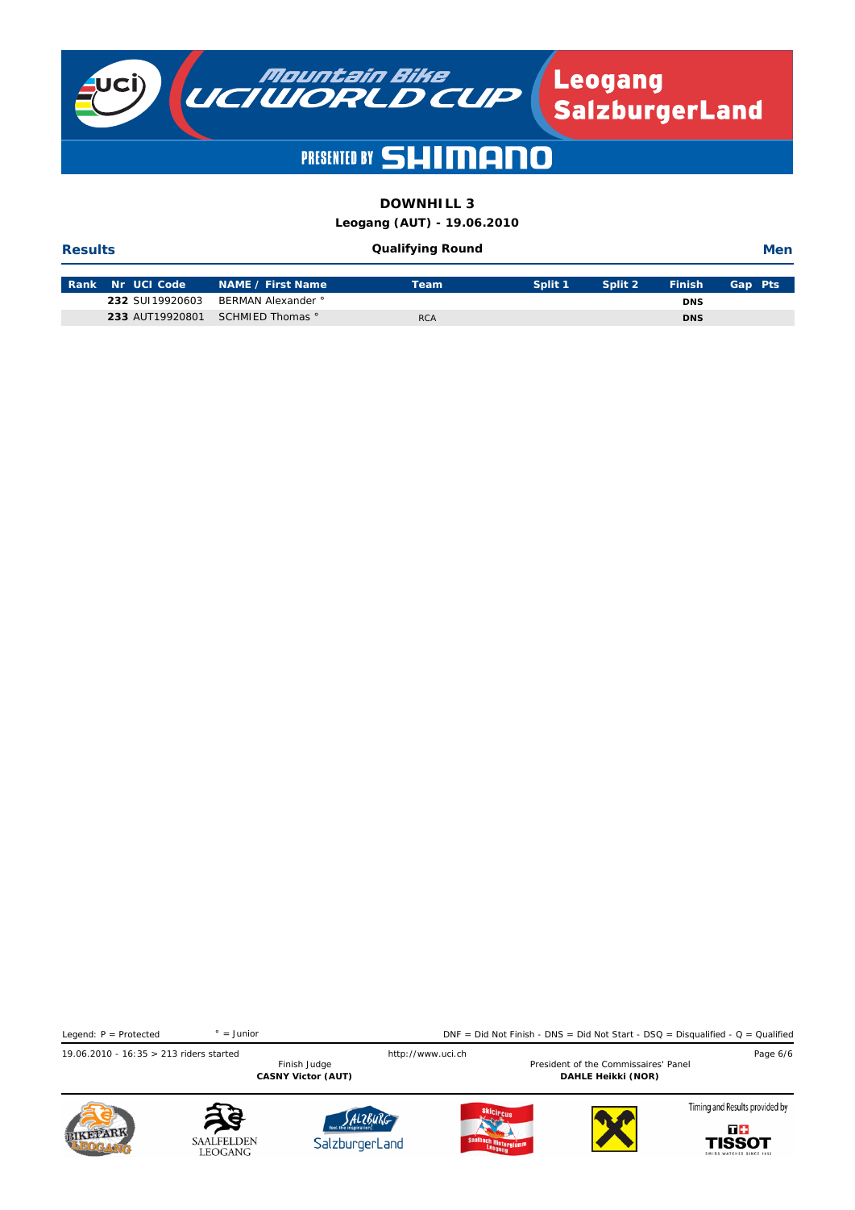**DOWNHILL 3**

**Leogang (AUT) - 19.06.2010**

**Results** | **Qualifying Round** | **Men**

| Rank | Nr | UCI Code | NAME / First Name | Team | Split 1 | Split 2 | Finish | Gap | Pts |
|---|---|---|---|---|---|---|---|---|---|
| | **232** | SUI19920603 | BERMAN Alexander ° | | | | **DNS** | | |
| | **233** | AUT19920801 | SCHMIED Thomas ° | RCA | | | **DNS** | | |

Legend: P = Protected ° = Junior DNF = Did Not Finish - DNS = Did Not Start - DSQ = Disqualified - Q = Qualified

19.06.2010 - 16:35 > 213 riders started http://www.uci.ch

Finish Judge
**CASNY Victor (AUT)**

President of the Commissaires' Panel
**DAHLE Heikki (NOR)**

Timing and Results provided by TISSOT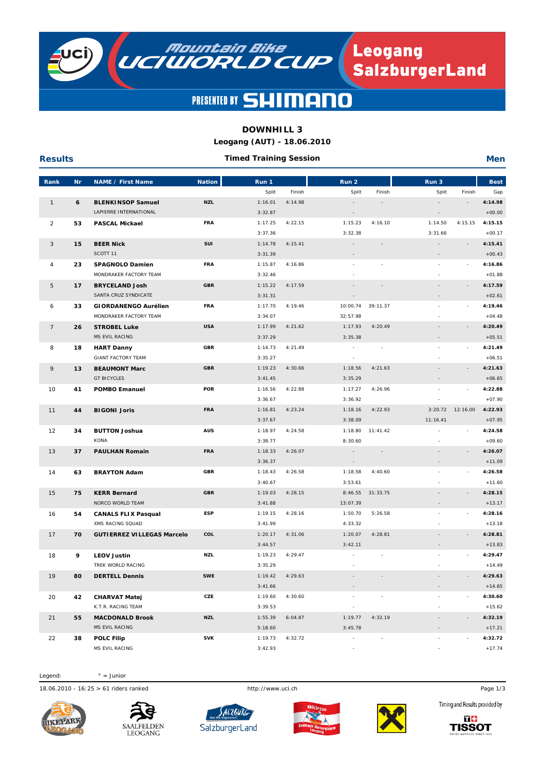# DOWNHILL 3

**Leogang (AUT) - 18.06.2010**

**Results** — **Timed Training Session** — **Men**

| Rank | Nr | NAME / First Name | Nation | Run 1 | | Run 2 | | Run 3 | | Best |
|---|---|---|---|---|---|---|---|---|---|---|
| | | | | Split | Finish | Split | Finish | Split | Finish | Gap |
| 1 | 6 | **BLENKINSOP Samuel** | NZL | 1:16.01 | 4:14.98 | - | - | - | - | **4:14.98** |
| | | LAPIERRE INTERNATIONAL | | 3:32.87 | | - | | - | | +00.00 |
| 2 | 53 | **PASCAL Mickael** | FRA | 1:17.25 | 4:22.15 | 1:15.23 | 4:16.10 | 1:14.50 | 4:15.15 | **4:15.15** |
| | | | | 3:37.36 | | 3:32.38 | | 3:31.66 | | +00.17 |
| 3 | 15 | **BEER Nick** | SUI | 1:14.78 | 4:15.41 | - | - | - | - | **4:15.41** |
| | | SCOTT 11 | | 3:31.39 | | - | | - | | +00.43 |
| 4 | 23 | **SPAGNOLO Damien** | FRA | 1:15.87 | 4:16.86 | - | - | - | - | **4:16.86** |
| | | MONDRAKER FACTORY TEAM | | 3:32.46 | | - | | - | | +01.88 |
| 5 | 17 | **BRYCELAND Josh** | GBR | 1:15.22 | 4:17.59 | - | - | - | - | **4:17.59** |
| | | SANTA CRUZ SYNDICATE | | 3:31.31 | | - | | - | | +02.61 |
| 6 | 33 | **GIORDANENGO Aurélien** | FRA | 1:17.70 | 4:19.46 | 10:00.74 | 39:11.37 | - | - | **4:19.46** |
| | | MONDRAKER FACTORY TEAM | | 3:34.07 | | 32:57.98 | | - | | +04.48 |
| 7 | 26 | **STROBEL Luke** | USA | 1:17.99 | 4:21.62 | 1:17.93 | 4:20.49 | - | - | **4:20.49** |
| | | MS EVIL RACING | | 3:37.29 | | 3:35.38 | | - | | +05.51 |
| 8 | 18 | **HART Danny** | GBR | 1:14.73 | 4:21.49 | - | - | - | - | **4:21.49** |
| | | GIANT FACTORY TEAM | | 3:35.27 | | - | | - | | +06.51 |
| 9 | 13 | **BEAUMONT Marc** | GBR | 1:19.23 | 4:30.66 | 1:18.56 | 4:21.63 | - | - | **4:21.63** |
| | | GT BICYCLES | | 3:41.45 | | 3:35.29 | | - | | +06.65 |
| 10 | 41 | **POMBO Emanuel** | POR | 1:16.56 | 4:22.88 | 1:17.27 | 4:26.96 | - | - | **4:22.88** |
| | | | | 3:36.67 | | 3:36.92 | | - | | +07.90 |
| 11 | 44 | **BIGONI Joris** | FRA | 1:16.81 | 4:23.24 | 1:18.16 | 4:22.93 | 3:20.72 | 12:16.00 | **4:22.93** |
| | | | | 3:37.67 | | 3:38.09 | | 11:16.41 | | +07.95 |
| 12 | 34 | **BUTTON Joshua** | AUS | 1:18.97 | 4:24.58 | 1:18.80 | 11:41.42 | - | - | **4:24.58** |
| | | KONA | | 3:38.77 | | 8:30.60 | | - | | +09.60 |
| 13 | 37 | **PAULHAN Romain** | FRA | 1:18.33 | 4:26.07 | - | - | - | - | **4:26.07** |
| | | | | 3:36.37 | | - | | - | | +11.09 |
| 14 | 63 | **BRAYTON Adam** | GBR | 1:18.43 | 4:26.58 | 1:18.58 | 4:40.60 | - | - | **4:26.58** |
| | | | | 3:40.67 | | 3:53.61 | | - | | +11.60 |
| 15 | 75 | **KERR Bernard** | GBR | 1:19.03 | 4:28.15 | 8:46.55 | 31:33.75 | - | - | **4:28.15** |
| | | NORCO WORLD TEAM | | 3:41.88 | | 13:07.39 | | - | | +13.17 |
| 16 | 54 | **CANALS FLIX Pasqual** | ESP | 1:19.15 | 4:28.16 | 1:50.70 | 5:26.58 | - | - | **4:28.16** |
| | | XMS RACING SQUAD | | 3:41.99 | | 4:33.32 | | - | | +13.18 |
| 17 | 70 | **GUTIERREZ VILLEGAS Marcelo** | COL | 1:20.17 | 4:31.06 | 1:20.07 | 4:28.81 | - | - | **4:28.81** |
| | | | | 3:44.57 | | 3:42.11 | | - | | +13.83 |
| 18 | 9 | **LEOV Justin** | NZL | 1:19.23 | 4:29.47 | - | - | - | - | **4:29.47** |
| | | TREK WORLD RACING | | 3:35.29 | | - | | - | | +14.49 |
| 19 | 80 | **DERTELL Dennis** | SWE | 1:19.42 | 4:29.63 | - | - | - | - | **4:29.63** |
| | | | | 3:41.66 | | - | | - | | +14.65 |
| 20 | 42 | **CHARVAT Matej** | CZE | 1:19.60 | 4:30.60 | - | - | - | - | **4:30.60** |
| | | K.T.R. RACING TEAM | | 3:39.53 | | - | | - | | +15.62 |
| 21 | 55 | **MACDONALD Brook** | NZL | 1:55.39 | 6:04.87 | 1:19.77 | 4:32.19 | - | - | **4:32.19** |
| | | MS EVIL RACING | | 5:18.60 | | 3:45.78 | | - | | +17.21 |
| 22 | 38 | **POLC Filip** | SVK | 1:19.73 | 4:32.72 | - | - | - | - | **4:32.72** |
| | | MS EVIL RACING | | 3:42.93 | | - | | - | | +17.74 |

Legend: ° = Junior

18.06.2010 - 16:25 > 61 riders ranked

http://www.uci.ch

Timing and Results provided by TISSOT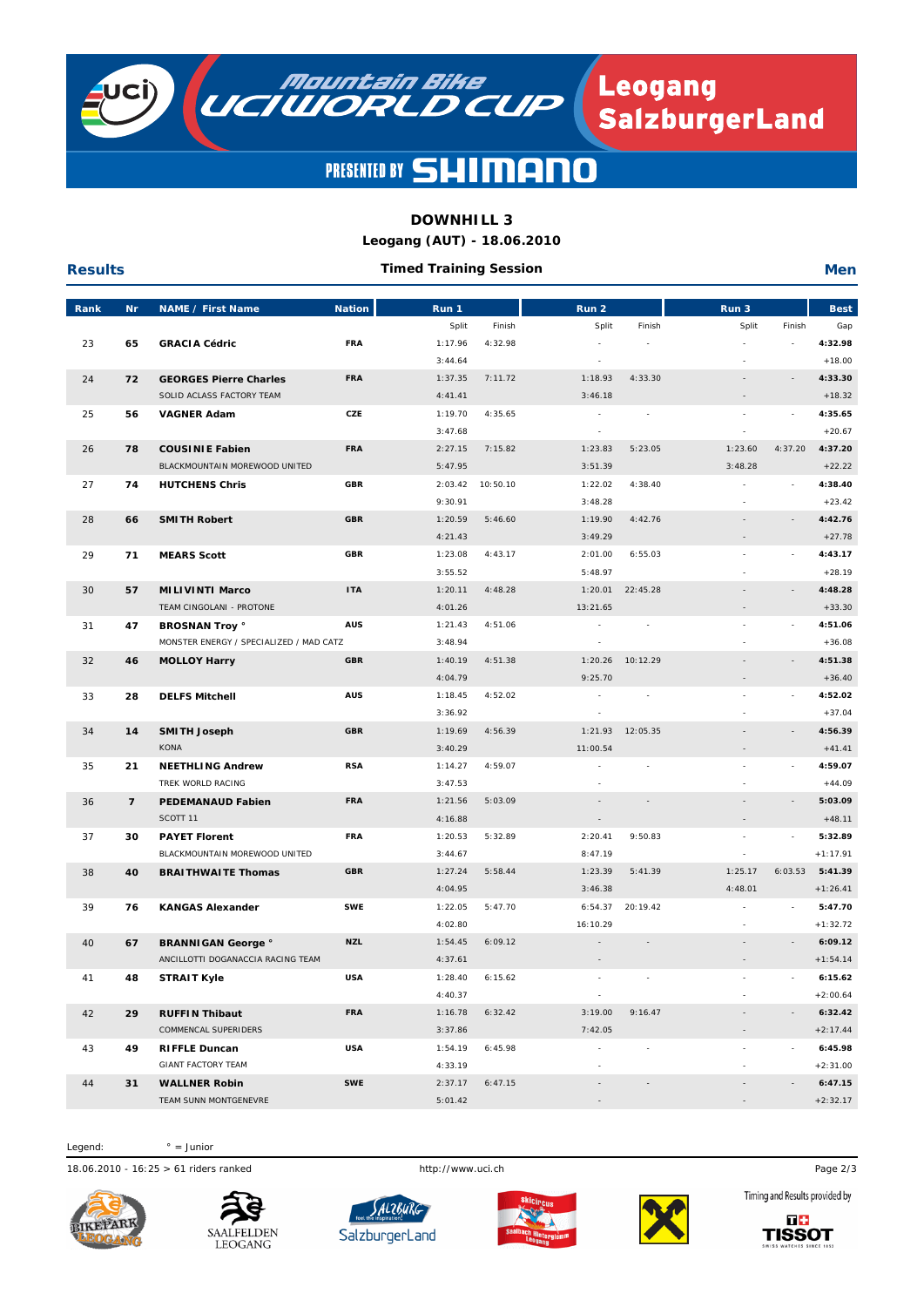# DOWNHILL 3

**Leogang (AUT) - 18.06.2010**

**Results** — **Timed Training Session** — **Men**

| Rank | Nr | NAME / First Name | Nation | Run 1 | | Run 2 | | Run 3 | | Best |
|---|---|---|---|---|---|---|---|---|---|---|
| | | | | Split | Finish | Split | Finish | Split | Finish | Gap |
| 23 | 65 | **GRACIA Cédric** | FRA | 1:17.96 | 4:32.98 | - | - | - | - | **4:32.98** |
| | | | | 3:44.64 | | - | | - | | +18.00 |
| 24 | 72 | **GEORGES Pierre Charles** | FRA | 1:37.35 | 7:11.72 | 1:18.93 | 4:33.30 | - | - | **4:33.30** |
| | | SOLID ACLASS FACTORY TEAM | | 4:41.41 | | 3:46.18 | | - | | +18.32 |
| 25 | 56 | **VAGNER Adam** | CZE | 1:19.70 | 4:35.65 | - | - | - | - | **4:35.65** |
| | | | | 3:47.68 | | - | | - | | +20.67 |
| 26 | 78 | **COUSINIE Fabien** | FRA | 2:27.15 | 7:15.82 | 1:23.83 | 5:23.05 | 1:23.60 | 4:37.20 | **4:37.20** |
| | | BLACKMOUNTAIN MOREWOOD UNITED | | 5:47.95 | | 3:51.39 | | 3:48.28 | | +22.22 |
| 27 | 74 | **HUTCHENS Chris** | GBR | 2:03.42 | 10:50.10 | 1:22.02 | 4:38.40 | - | - | **4:38.40** |
| | | | | 9:30.91 | | 3:48.28 | | - | | +23.42 |
| 28 | 66 | **SMITH Robert** | GBR | 1:20.59 | 5:46.60 | 1:19.90 | 4:42.76 | - | - | **4:42.76** |
| | | | | 4:21.43 | | 3:49.29 | | - | | +27.78 |
| 29 | 71 | **MEARS Scott** | GBR | 1:23.08 | 4:43.17 | 2:01.00 | 6:55.03 | - | - | **4:43.17** |
| | | | | 3:55.52 | | 5:48.97 | | - | | +28.19 |
| 30 | 57 | **MILIVINTI Marco** | ITA | 1:20.11 | 4:48.28 | 1:20.01 | 22:45.28 | - | - | **4:48.28** |
| | | TEAM CINGOLANI - PROTONE | | 4:01.26 | | 13:21.65 | | - | | +33.30 |
| 31 | 47 | **BROSNAN Troy °** | AUS | 1:21.43 | 4:51.06 | - | - | - | - | **4:51.06** |
| | | MONSTER ENERGY / SPECIALIZED / MAD CATZ | | 3:48.94 | | - | | - | | +36.08 |
| 32 | 46 | **MOLLOY Harry** | GBR | 1:40.19 | 4:51.38 | 1:20.26 | 10:12.29 | - | - | **4:51.38** |
| | | | | 4:04.79 | | 9:25.70 | | - | | +36.40 |
| 33 | 28 | **DELFS Mitchell** | AUS | 1:18.45 | 4:52.02 | - | - | - | - | **4:52.02** |
| | | | | 3:36.92 | | - | | - | | +37.04 |
| 34 | 14 | **SMITH Joseph** | GBR | 1:19.69 | 4:56.39 | 1:21.93 | 12:05.35 | - | - | **4:56.39** |
| | | KONA | | 3:40.29 | | 11:00.54 | | - | | +41.41 |
| 35 | 21 | **NEETHLING Andrew** | RSA | 1:14.27 | 4:59.07 | - | - | - | - | **4:59.07** |
| | | TREK WORLD RACING | | 3:47.53 | | - | | - | | +44.09 |
| 36 | 7 | **PEDEMANAUD Fabien** | FRA | 1:21.56 | 5:03.09 | - | - | - | - | **5:03.09** |
| | | SCOTT 11 | | 4:16.88 | | - | | - | | +48.11 |
| 37 | 30 | **PAYET Florent** | FRA | 1:20.53 | 5:32.89 | 2:20.41 | 9:50.83 | - | - | **5:32.89** |
| | | BLACKMOUNTAIN MOREWOOD UNITED | | 3:44.67 | | 8:47.19 | | - | | +1:17.91 |
| 38 | 40 | **BRAITHWAITE Thomas** | GBR | 1:27.24 | 5:58.44 | 1:23.39 | 5:41.39 | 1:25.17 | 6:03.53 | **5:41.39** |
| | | | | 4:04.95 | | 3:46.38 | | 4:48.01 | | +1:26.41 |
| 39 | 76 | **KANGAS Alexander** | SWE | 1:22.05 | 5:47.70 | 6:54.37 | 20:19.42 | - | - | **5:47.70** |
| | | | | 4:02.80 | | 16:10.29 | | - | | +1:32.72 |
| 40 | 67 | **BRANNIGAN George °** | NZL | 1:54.45 | 6:09.12 | - | - | - | - | **6:09.12** |
| | | ANCILLOTTI DOGANACCIA RACING TEAM | | 4:37.61 | | - | | - | | +1:54.14 |
| 41 | 48 | **STRAIT Kyle** | USA | 1:28.40 | 6:15.62 | - | - | - | - | **6:15.62** |
| | | | | 4:40.37 | | - | | - | | +2:00.64 |
| 42 | 29 | **RUFFIN Thibaut** | FRA | 1:16.78 | 6:32.42 | 3:19.00 | 9:16.47 | - | - | **6:32.42** |
| | | COMMENCAL SUPERIDERS | | 3:37.86 | | 7:42.05 | | - | | +2:17.44 |
| 43 | 49 | **RIFFLE Duncan** | USA | 1:54.19 | 6:45.98 | - | - | - | - | **6:45.98** |
| | | GIANT FACTORY TEAM | | 4:33.19 | | - | | - | | +2:31.00 |
| 44 | 31 | **WALLNER Robin** | SWE | 2:37.17 | 6:47.15 | - | - | - | - | **6:47.15** |
| | | TEAM SUNN MONTGENEVRE | | 5:01.42 | | - | | - | | +2:32.17 |

Legend: ° = Junior

18.06.2010 - 16:25 > 61 riders ranked

http://www.uci.ch

Timing and Results provided by TISSOT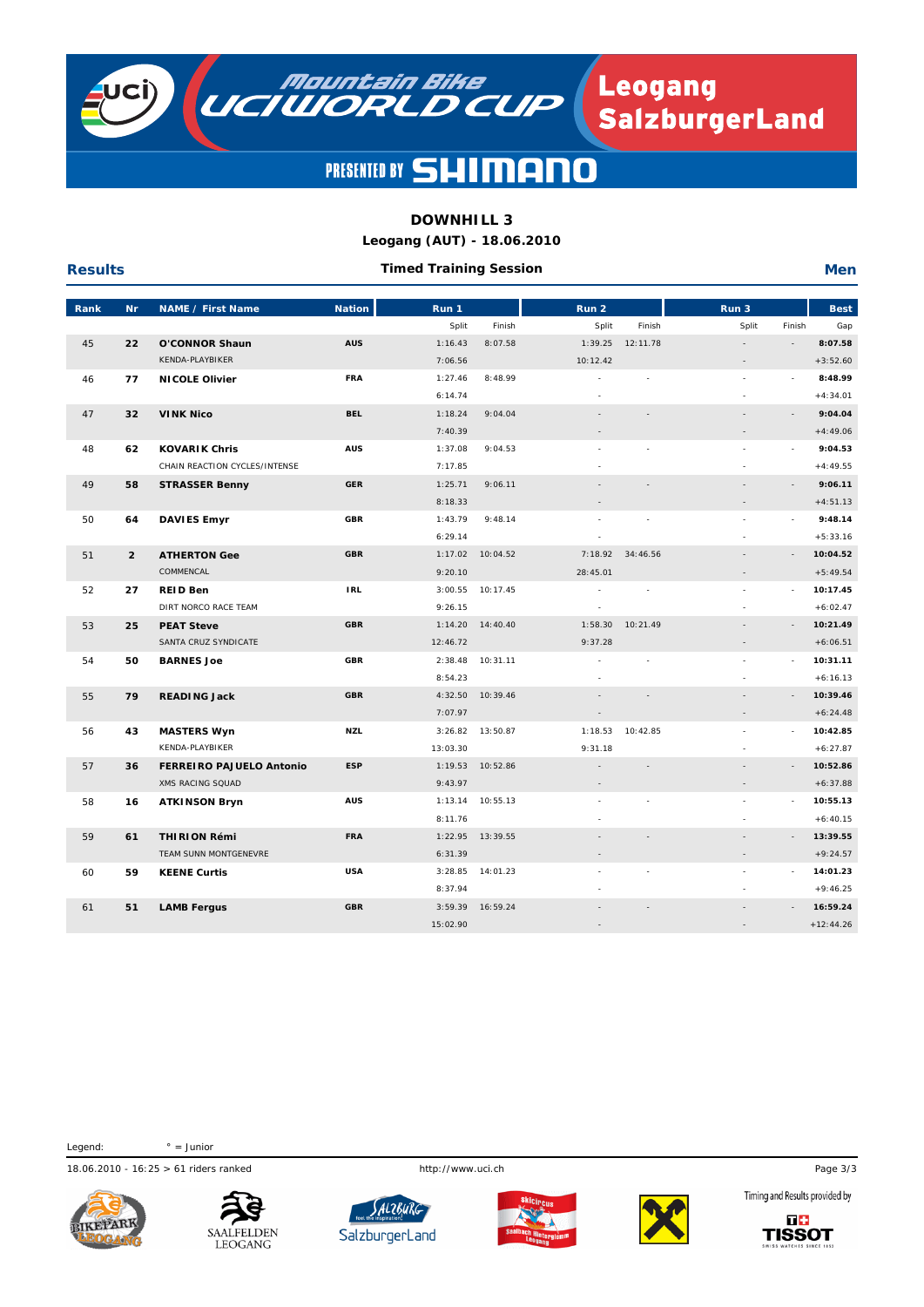# DOWNHILL 3

**Leogang (AUT) - 18.06.2010**

**Results** — **Timed Training Session** — **Men**

| Rank | Nr | NAME / First Name | Nation | Run 1 | | Run 2 | | Run 3 | | Best |
|---|---|---|---|---|---|---|---|---|---|---|
| | | | | Split | Finish | Split | Finish | Split | Finish | Gap |
| 45 | 22 | **O'CONNOR Shaun** | AUS | 1:16.43 | 8:07.58 | 1:39.25 | 12:11.78 | - | - | **8:07.58** |
| | | KENDA-PLAYBIKER | | 7:06.56 | | 10:12.42 | | - | | +3:52.60 |
| 46 | 77 | **NICOLE Olivier** | FRA | 1:27.46 | 8:48.99 | - | - | - | - | **8:48.99** |
| | | | | 6:14.74 | | - | | - | | +4:34.01 |
| 47 | 32 | **VINK Nico** | BEL | 1:18.24 | 9:04.04 | - | - | - | - | **9:04.04** |
| | | | | 7:40.39 | | - | | - | | +4:49.06 |
| 48 | 62 | **KOVARIK Chris** | AUS | 1:37.08 | 9:04.53 | - | - | - | - | **9:04.53** |
| | | CHAIN REACTION CYCLES/INTENSE | | 7:17.85 | | - | | - | | +4:49.55 |
| 49 | 58 | **STRASSER Benny** | GER | 1:25.71 | 9:06.11 | - | - | - | - | **9:06.11** |
| | | | | 8:18.33 | | - | | - | | +4:51.13 |
| 50 | 64 | **DAVIES Emyr** | GBR | 1:43.79 | 9:48.14 | - | - | - | - | **9:48.14** |
| | | | | 6:29.14 | | - | | - | | +5:33.16 |
| 51 | 2 | **ATHERTON Gee** | GBR | 1:17.02 | 10:04.52 | 7:18.92 | 34:46.56 | - | - | **10:04.52** |
| | | COMMENCAL | | 9:20.10 | | 28:45.01 | | - | | +5:49.54 |
| 52 | 27 | **REID Ben** | IRL | 3:00.55 | 10:17.45 | - | - | - | - | **10:17.45** |
| | | DIRT NORCO RACE TEAM | | 9:26.15 | | - | | - | | +6:02.47 |
| 53 | 25 | **PEAT Steve** | GBR | 1:14.20 | 14:40.40 | 1:58.30 | 10:21.49 | - | - | **10:21.49** |
| | | SANTA CRUZ SYNDICATE | | 12:46.72 | | 9:37.28 | | - | | +6:06.51 |
| 54 | 50 | **BARNES Joe** | GBR | 2:38.48 | 10:31.11 | - | - | - | - | **10:31.11** |
| | | | | 8:54.23 | | - | | - | | +6:16.13 |
| 55 | 79 | **READING Jack** | GBR | 4:32.50 | 10:39.46 | - | - | - | - | **10:39.46** |
| | | | | 7:07.97 | | - | | - | | +6:24.48 |
| 56 | 43 | **MASTERS Wyn** | NZL | 3:26.82 | 13:50.87 | 1:18.53 | 10:42.85 | - | - | **10:42.85** |
| | | KENDA-PLAYBIKER | | 13:03.30 | | 9:31.18 | | - | | +6:27.87 |
| 57 | 36 | **FERREIRO PAJUELO Antonio** | ESP | 1:19.53 | 10:52.86 | - | - | - | - | **10:52.86** |
| | | XMS RACING SQUAD | | 9:43.97 | | - | | - | | +6:37.88 |
| 58 | 16 | **ATKINSON Bryn** | AUS | 1:13.14 | 10:55.13 | - | - | - | - | **10:55.13** |
| | | | | 8:11.76 | | - | | - | | +6:40.15 |
| 59 | 61 | **THIRION Rémi** | FRA | 1:22.95 | 13:39.55 | - | - | - | - | **13:39.55** |
| | | TEAM SUNN MONTGENEVRE | | 6:31.39 | | - | | - | | +9:24.57 |
| 60 | 59 | **KEENE Curtis** | USA | 3:28.85 | 14:01.23 | - | - | - | - | **14:01.23** |
| | | | | 8:37.94 | | - | | - | | +9:46.25 |
| 61 | 51 | **LAMB Fergus** | GBR | 3:59.39 | 16:59.24 | - | - | - | - | **16:59.24** |
| | | | | 15:02.90 | | - | | - | | +12:44.26 |

Legend: ° = Junior

18.06.2010 - 16:25 > 61 riders ranked

http://www.uci.ch

Timing and Results provided by TISSOT